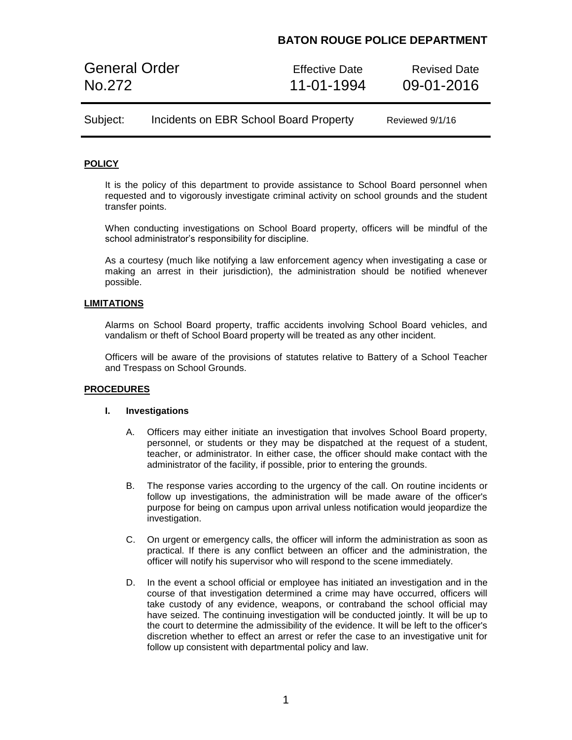# BATON ROUGE POLICE DEPARTMENT

| General Order No.272 | Effective Date 11-01-1994 | Revised Date 09-01-2016 |
| --- | --- | --- |

**Subject:** Incidents on EBR School Board Property — Reviewed 9/1/16

## POLICY

It is the policy of this department to provide assistance to School Board personnel when requested and to vigorously investigate criminal activity on school grounds and the student transfer points.

When conducting investigations on School Board property, officers will be mindful of the school administrator's responsibility for discipline.

As a courtesy (much like notifying a law enforcement agency when investigating a case or making an arrest in their jurisdiction), the administration should be notified whenever possible.

## LIMITATIONS

Alarms on School Board property, traffic accidents involving School Board vehicles, and vandalism or theft of School Board property will be treated as any other incident.

Officers will be aware of the provisions of statutes relative to Battery of a School Teacher and Trespass on School Grounds.

## PROCEDURES

### I. Investigations

A. Officers may either initiate an investigation that involves School Board property, personnel, or students or they may be dispatched at the request of a student, teacher, or administrator. In either case, the officer should make contact with the administrator of the facility, if possible, prior to entering the grounds.

B. The response varies according to the urgency of the call. On routine incidents or follow up investigations, the administration will be made aware of the officer's purpose for being on campus upon arrival unless notification would jeopardize the investigation.

C. On urgent or emergency calls, the officer will inform the administration as soon as practical. If there is any conflict between an officer and the administration, the officer will notify his supervisor who will respond to the scene immediately.

D. In the event a school official or employee has initiated an investigation and in the course of that investigation determined a crime may have occurred, officers will take custody of any evidence, weapons, or contraband the school official may have seized. The continuing investigation will be conducted jointly. It will be up to the court to determine the admissibility of the evidence. It will be left to the officer's discretion whether to effect an arrest or refer the case to an investigative unit for follow up consistent with departmental policy and law.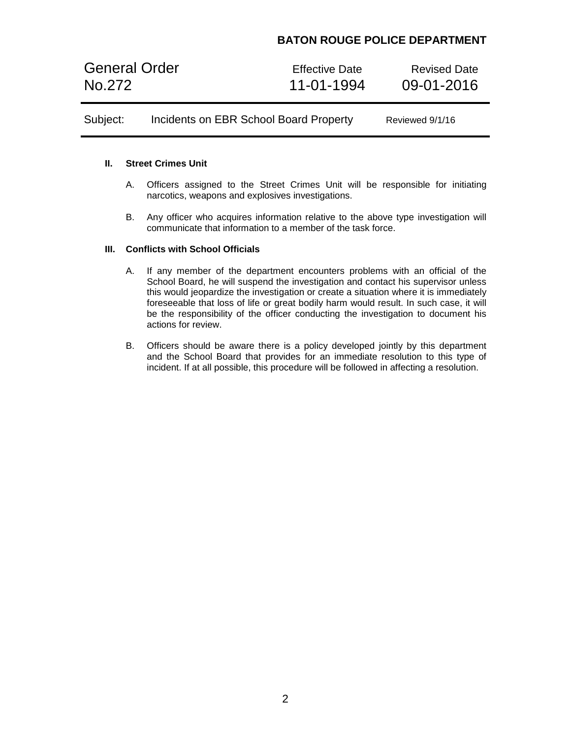**II. Street Crimes Unit**

A. Officers assigned to the Street Crimes Unit will be responsible for initiating narcotics, weapons and explosives investigations.

B. Any officer who acquires information relative to the above type investigation will communicate that information to a member of the task force.

**III. Conflicts with School Officials**

A. If any member of the department encounters problems with an official of the School Board, he will suspend the investigation and contact his supervisor unless this would jeopardize the investigation or create a situation where it is immediately foreseeable that loss of life or great bodily harm would result. In such case, it will be the responsibility of the officer conducting the investigation to document his actions for review.

B. Officers should be aware there is a policy developed jointly by this department and the School Board that provides for an immediate resolution to this type of incident. If at all possible, this procedure will be followed in affecting a resolution.